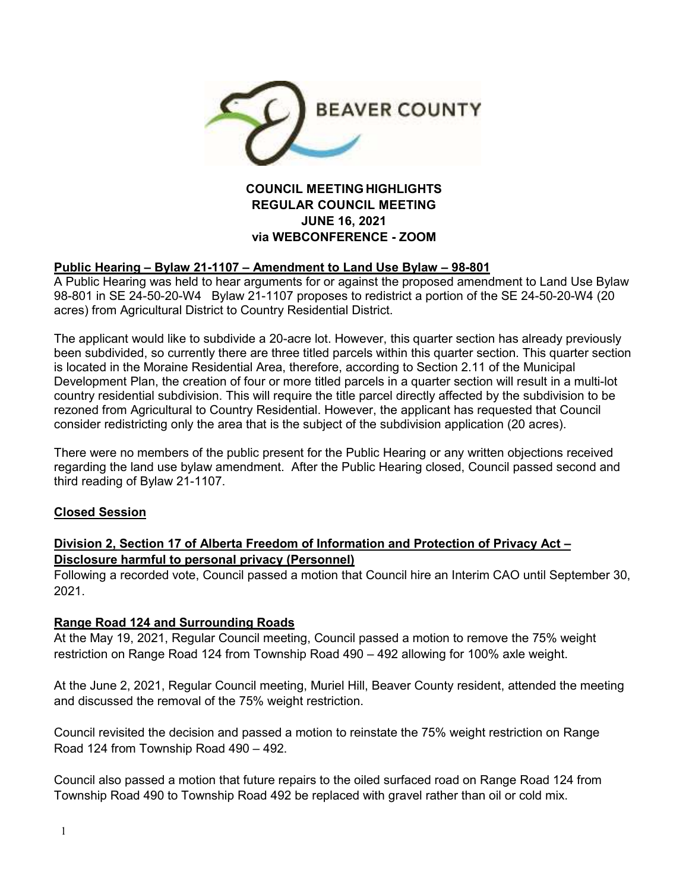BEAVER COUNTY

# COUNCIL MEETING HIGHLIGHTS
# REGULAR COUNCIL MEETING
# JUNE 16, 2021
# via WEBCONFERENCE - ZOOM

## Public Hearing – Bylaw 21-1107 – Amendment to Land Use Bylaw – 98-801

A Public Hearing was held to hear arguments for or against the proposed amendment to Land Use Bylaw 98-801 in SE 24-50-20-W4 Bylaw 21-1107 proposes to redistrict a portion of the SE 24-50-20-W4 (20 acres) from Agricultural District to Country Residential District.

The applicant would like to subdivide a 20-acre lot. However, this quarter section has already previously been subdivided, so currently there are three titled parcels within this quarter section. This quarter section is located in the Moraine Residential Area, therefore, according to Section 2.11 of the Municipal Development Plan, the creation of four or more titled parcels in a quarter section will result in a multi-lot country residential subdivision. This will require the title parcel directly affected by the subdivision to be rezoned from Agricultural to Country Residential. However, the applicant has requested that Council consider redistricting only the area that is the subject of the subdivision application (20 acres).

There were no members of the public present for the Public Hearing or any written objections received regarding the land use bylaw amendment. After the Public Hearing closed, Council passed second and third reading of Bylaw 21-1107.

## Closed Session

## Division 2, Section 17 of Alberta Freedom of Information and Protection of Privacy Act – Disclosure harmful to personal privacy (Personnel)

Following a recorded vote, Council passed a motion that Council hire an Interim CAO until September 30, 2021.

## Range Road 124 and Surrounding Roads

At the May 19, 2021, Regular Council meeting, Council passed a motion to remove the 75% weight restriction on Range Road 124 from Township Road 490 – 492 allowing for 100% axle weight.

At the June 2, 2021, Regular Council meeting, Muriel Hill, Beaver County resident, attended the meeting and discussed the removal of the 75% weight restriction.

Council revisited the decision and passed a motion to reinstate the 75% weight restriction on Range Road 124 from Township Road 490 – 492.

Council also passed a motion that future repairs to the oiled surfaced road on Range Road 124 from Township Road 490 to Township Road 492 be replaced with gravel rather than oil or cold mix.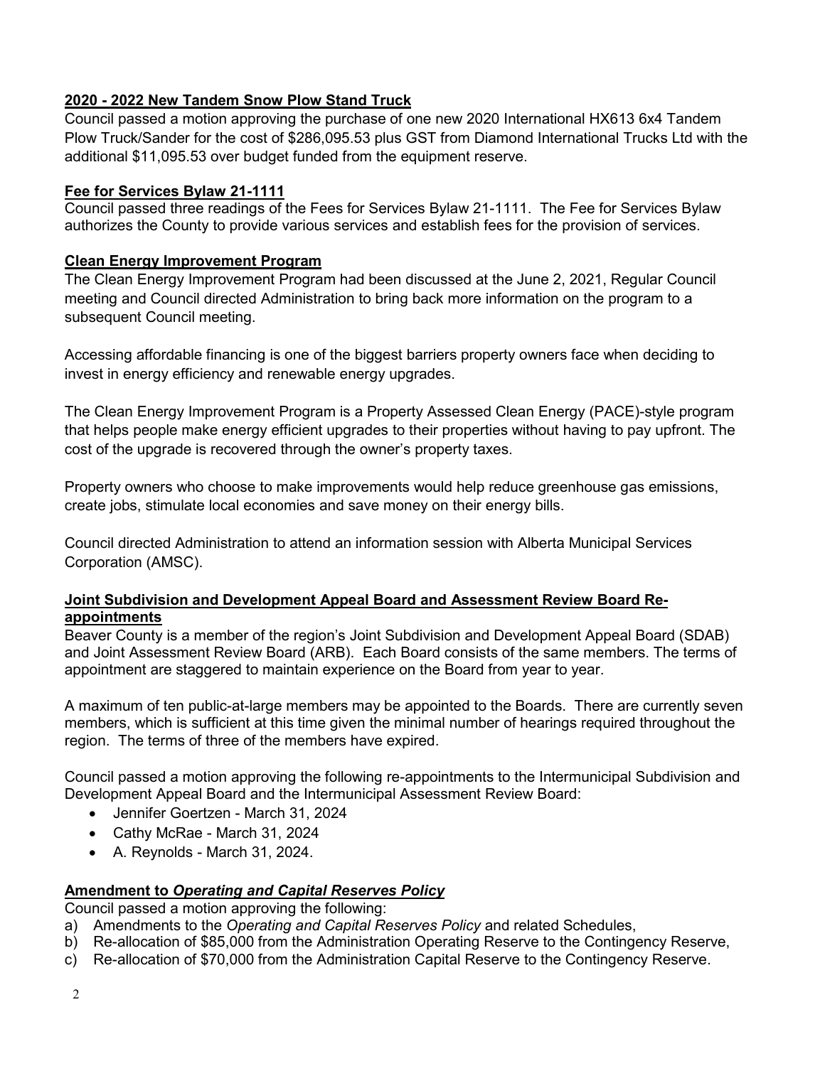**2020 - 2022 New Tandem Snow Plow Stand Truck**

Council passed a motion approving the purchase of one new 2020 International HX613 6x4 Tandem Plow Truck/Sander for the cost of $286,095.53 plus GST from Diamond International Trucks Ltd with the additional $11,095.53 over budget funded from the equipment reserve.

**Fee for Services Bylaw 21-1111**

Council passed three readings of the Fees for Services Bylaw 21-1111. The Fee for Services Bylaw authorizes the County to provide various services and establish fees for the provision of services.

**Clean Energy Improvement Program**

The Clean Energy Improvement Program had been discussed at the June 2, 2021, Regular Council meeting and Council directed Administration to bring back more information on the program to a subsequent Council meeting.

Accessing affordable financing is one of the biggest barriers property owners face when deciding to invest in energy efficiency and renewable energy upgrades.

The Clean Energy Improvement Program is a Property Assessed Clean Energy (PACE)-style program that helps people make energy efficient upgrades to their properties without having to pay upfront. The cost of the upgrade is recovered through the owner's property taxes.

Property owners who choose to make improvements would help reduce greenhouse gas emissions, create jobs, stimulate local economies and save money on their energy bills.

Council directed Administration to attend an information session with Alberta Municipal Services Corporation (AMSC).

**Joint Subdivision and Development Appeal Board and Assessment Review Board Re-appointments**

Beaver County is a member of the region's Joint Subdivision and Development Appeal Board (SDAB) and Joint Assessment Review Board (ARB). Each Board consists of the same members. The terms of appointment are staggered to maintain experience on the Board from year to year.

A maximum of ten public-at-large members may be appointed to the Boards. There are currently seven members, which is sufficient at this time given the minimal number of hearings required throughout the region. The terms of three of the members have expired.

Council passed a motion approving the following re-appointments to the Intermunicipal Subdivision and Development Appeal Board and the Intermunicipal Assessment Review Board:

- Jennifer Goertzen - March 31, 2024
- Cathy McRae - March 31, 2024
- A. Reynolds - March 31, 2024.

**Amendment to *Operating and Capital Reserves Policy***

Council passed a motion approving the following:

a) Amendments to the *Operating and Capital Reserves Policy* and related Schedules,
b) Re-allocation of $85,000 from the Administration Operating Reserve to the Contingency Reserve,
c) Re-allocation of $70,000 from the Administration Capital Reserve to the Contingency Reserve.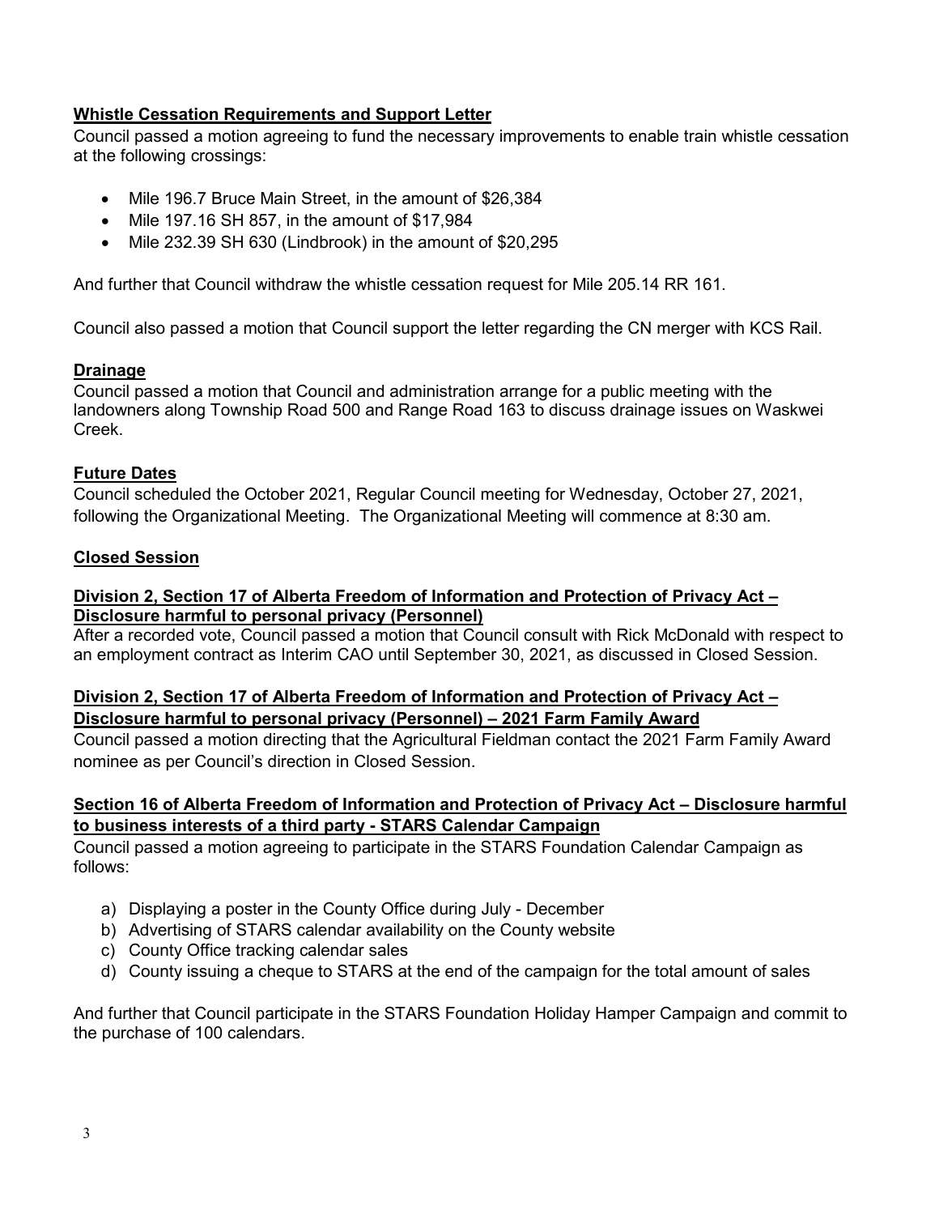## Whistle Cessation Requirements and Support Letter

Council passed a motion agreeing to fund the necessary improvements to enable train whistle cessation at the following crossings:

- Mile 196.7 Bruce Main Street, in the amount of $26,384
- Mile 197.16 SH 857, in the amount of $17,984
- Mile 232.39 SH 630 (Lindbrook) in the amount of $20,295

And further that Council withdraw the whistle cessation request for Mile 205.14 RR 161.

Council also passed a motion that Council support the letter regarding the CN merger with KCS Rail.

## Drainage

Council passed a motion that Council and administration arrange for a public meeting with the landowners along Township Road 500 and Range Road 163 to discuss drainage issues on Waskwei Creek.

## Future Dates

Council scheduled the October 2021, Regular Council meeting for Wednesday, October 27, 2021, following the Organizational Meeting. The Organizational Meeting will commence at 8:30 am.

## Closed Session

### Division 2, Section 17 of Alberta Freedom of Information and Protection of Privacy Act – Disclosure harmful to personal privacy (Personnel)

After a recorded vote, Council passed a motion that Council consult with Rick McDonald with respect to an employment contract as Interim CAO until September 30, 2021, as discussed in Closed Session.

### Division 2, Section 17 of Alberta Freedom of Information and Protection of Privacy Act – Disclosure harmful to personal privacy (Personnel) – 2021 Farm Family Award

Council passed a motion directing that the Agricultural Fieldman contact the 2021 Farm Family Award nominee as per Council's direction in Closed Session.

### Section 16 of Alberta Freedom of Information and Protection of Privacy Act – Disclosure harmful to business interests of a third party - STARS Calendar Campaign

Council passed a motion agreeing to participate in the STARS Foundation Calendar Campaign as follows:

a) Displaying a poster in the County Office during July - December
b) Advertising of STARS calendar availability on the County website
c) County Office tracking calendar sales
d) County issuing a cheque to STARS at the end of the campaign for the total amount of sales

And further that Council participate in the STARS Foundation Holiday Hamper Campaign and commit to the purchase of 100 calendars.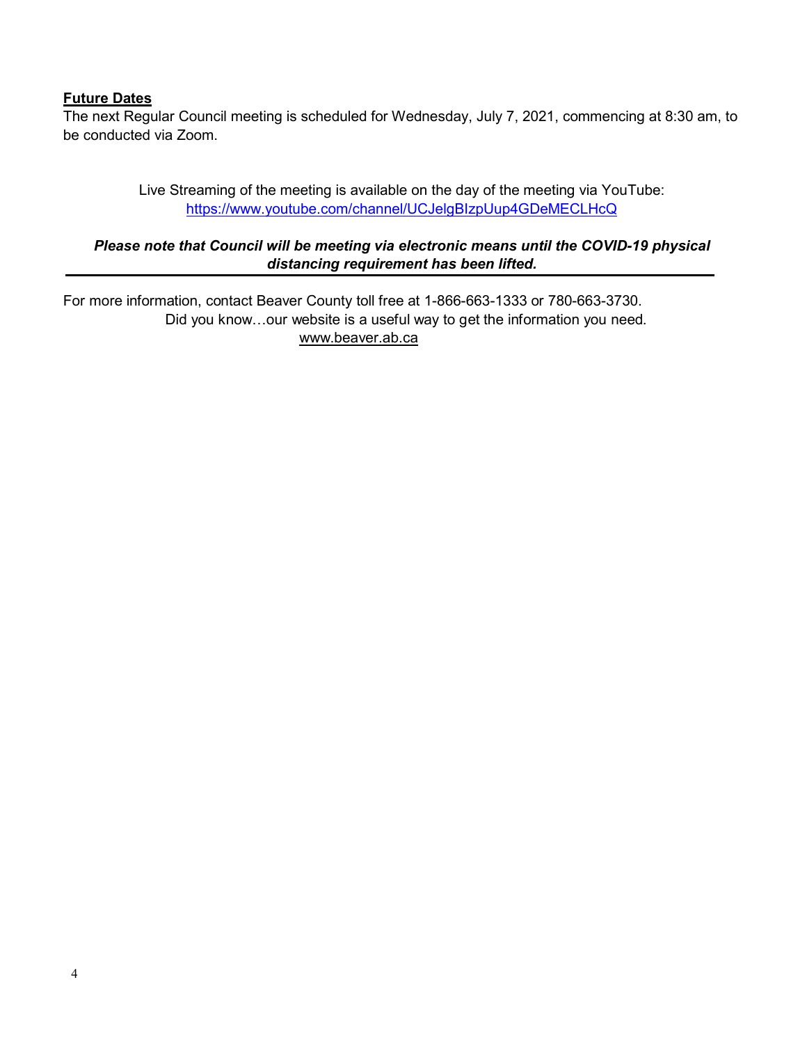**Future Dates**

The next Regular Council meeting is scheduled for Wednesday, July 7, 2021, commencing at 8:30 am, to be conducted via Zoom.

Live Streaming of the meeting is available on the day of the meeting via YouTube:
https://www.youtube.com/channel/UCJelgBIzpUup4GDeMECLHcQ

***Please note that Council will be meeting via electronic means until the COVID-19 physical distancing requirement has been lifted.***

---

For more information, contact Beaver County toll free at 1-866-663-1333 or 780-663-3730.

Did you know…our website is a useful way to get the information you need.

www.beaver.ab.ca